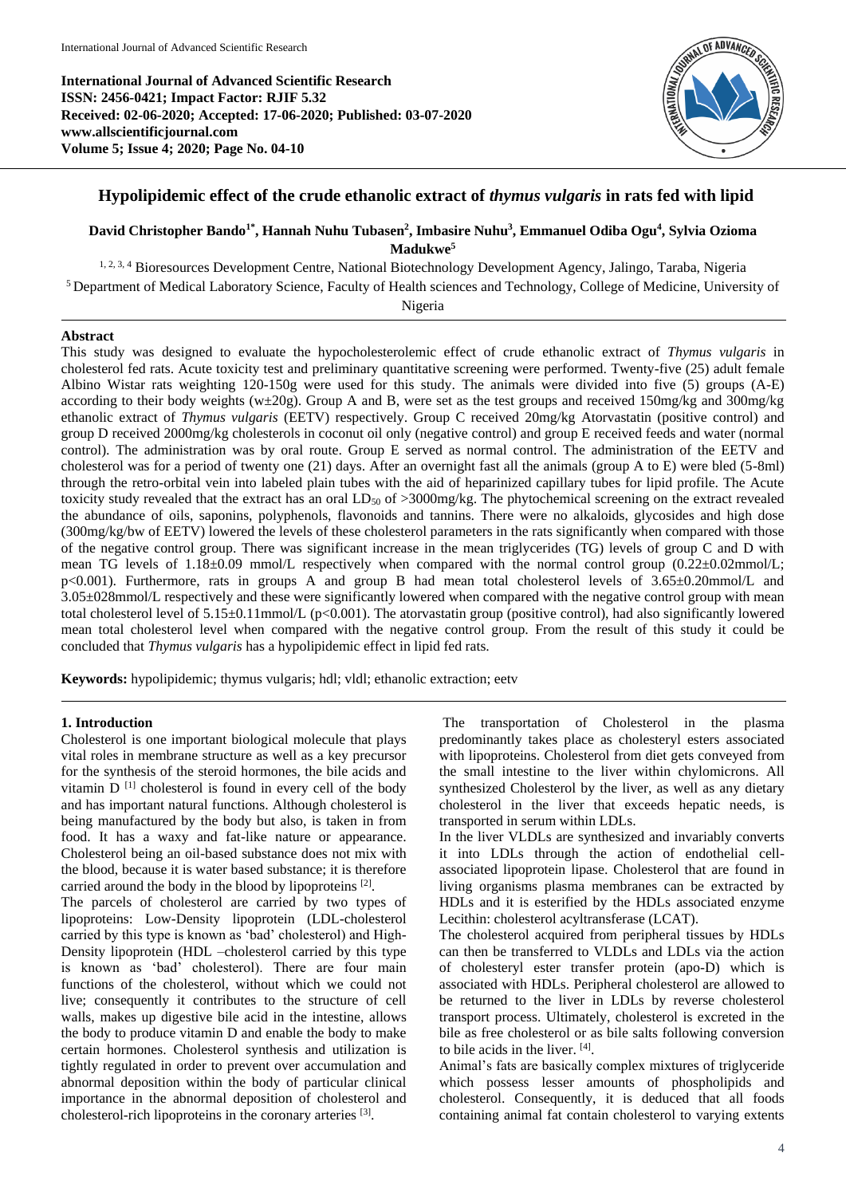International Journal of Advanced Scientific Research
ISSN: 2456-0421; Impact Factor: RJIF 5.32
Received: 02-06-2020; Accepted: 17-06-2020; Published: 03-07-2020
www.allscientificjournal.com

# Hypolipidemic effect of the crude ethanolic extract of *thymus vulgaris* in rats fed with lipid

**David Christopher Bando[1*], Hannah Nuhu Tubasen[2], Imbasire Nuhu[3], Emmanuel Odiba Ogu[4], Sylvia Ozioma Madukwe[5]**

[1, 2, 3, 4] Bioresources Development Centre, National Biotechnology Development Agency, Jalingo, Taraba, Nigeria

[5] Department of Medical Laboratory Science, Faculty of Health sciences and Technology, College of Medicine, University of Nigeria

## Abstract

This study was designed to evaluate the hypocholesterolemic effect of crude ethanolic extract of *Thymus vulgaris* in cholesterol fed rats. Acute toxicity test and preliminary quantitative screening were performed. Twenty-five (25) adult female Albino Wistar rats weighting 120-150g were used for this study. The animals were divided into five (5) groups (A-E) according to their body weights (w±20g). Group A and B, were set as the test groups and received 150mg/kg and 300mg/kg ethanolic extract of *Thymus vulgaris* (EETV) respectively. Group C received 20mg/kg Atorvastatin (positive control) and group D received 2000mg/kg cholesterols in coconut oil only (negative control) and group E received feeds and water (normal control). The administration was by oral route. Group E served as normal control. The administration of the EETV and cholesterol was for a period of twenty one (21) days. After an overnight fast all the animals (group A to E) were bled (5-8ml) through the retro-orbital vein into labeled plain tubes with the aid of heparinized capillary tubes for lipid profile. The Acute toxicity study revealed that the extract has an oral $LD_{50}$ of >3000mg/kg. The phytochemical screening on the extract revealed the abundance of oils, saponins, polyphenols, flavonoids and tannins. There were no alkaloids, glycosides and high dose (300mg/kg/bw of EETV) lowered the levels of these cholesterol parameters in the rats significantly when compared with those of the negative control group. There was significant increase in the mean triglycerides (TG) levels of group C and D with mean TG levels of 1.18±0.09 mmol/L respectively when compared with the normal control group (0.22±0.02mmol/L; p<0.001). Furthermore, rats in groups A and group B had mean total cholesterol levels of 3.65±0.20mmol/L and 3.05±028mmol/L respectively and these were significantly lowered when compared with the negative control group with mean total cholesterol level of 5.15±0.11mmol/L (p<0.001). The atorvastatin group (positive control), had also significantly lowered mean total cholesterol level when compared with the negative control group. From the result of this study it could be concluded that *Thymus vulgaris* has a hypolipidemic effect in lipid fed rats.

**Keywords:** hypolipidemic; thymus vulgaris; hdl; vldl; ethanolic extraction; eetv

## 1. Introduction

Cholesterol is one important biological molecule that plays vital roles in membrane structure as well as a key precursor for the synthesis of the steroid hormones, the bile acids and vitamin D [1] cholesterol is found in every cell of the body and has important natural functions. Although cholesterol is being manufactured by the body but also, is taken in from food. It has a waxy and fat-like nature or appearance. Cholesterol being an oil-based substance does not mix with the blood, because it is water based substance; it is therefore carried around the body in the blood by lipoproteins [2].

The parcels of cholesterol are carried by two types of lipoproteins: Low-Density lipoprotein (LDL-cholesterol carried by this type is known as 'bad' cholesterol) and High-Density lipoprotein (HDL –cholesterol carried by this type is known as 'bad' cholesterol). There are four main functions of the cholesterol, without which we could not live; consequently it contributes to the structure of cell walls, makes up digestive bile acid in the intestine, allows the body to produce vitamin D and enable the body to make certain hormones. Cholesterol synthesis and utilization is tightly regulated in order to prevent over accumulation and abnormal deposition within the body of particular clinical importance in the abnormal deposition of cholesterol and cholesterol-rich lipoproteins in the coronary arteries [3].

The transportation of Cholesterol in the plasma predominantly takes place as cholesteryl esters associated with lipoproteins. Cholesterol from diet gets conveyed from the small intestine to the liver within chylomicrons. All synthesized Cholesterol by the liver, as well as any dietary cholesterol in the liver that exceeds hepatic needs, is transported in serum within LDLs.

In the liver VLDLs are synthesized and invariably converts it into LDLs through the action of endothelial cell-associated lipoprotein lipase. Cholesterol that are found in living organisms plasma membranes can be extracted by HDLs and it is esterified by the HDLs associated enzyme Lecithin: cholesterol acyltransferase (LCAT).

The cholesterol acquired from peripheral tissues by HDLs can then be transferred to VLDLs and LDLs via the action of cholesteryl ester transfer protein (apo-D) which is associated with HDLs. Peripheral cholesterol are allowed to be returned to the liver in LDLs by reverse cholesterol transport process. Ultimately, cholesterol is excreted in the bile as free cholesterol or as bile salts following conversion to bile acids in the liver. [4].

Animal's fats are basically complex mixtures of triglyceride which possess lesser amounts of phospholipids and cholesterol. Consequently, it is deduced that all foods containing animal fat contain cholesterol to varying extents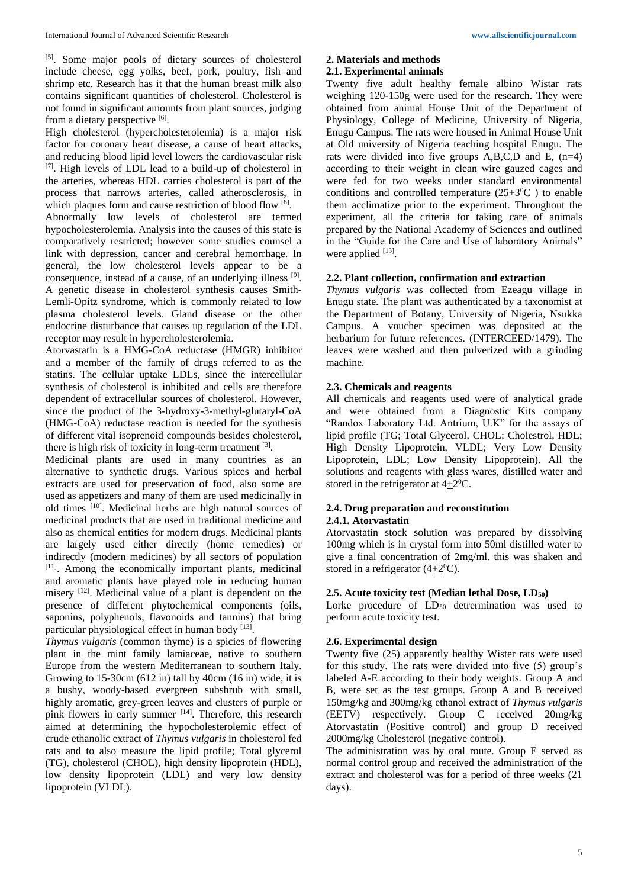[5]. Some major pools of dietary sources of cholesterol include cheese, egg yolks, beef, pork, poultry, fish and shrimp etc. Research has it that the human breast milk also contains significant quantities of cholesterol. Cholesterol is not found in significant amounts from plant sources, judging from a dietary perspective [6].

High cholesterol (hypercholesterolemia) is a major risk factor for coronary heart disease, a cause of heart attacks, and reducing blood lipid level lowers the cardiovascular risk [7]. High levels of LDL lead to a build-up of cholesterol in the arteries, whereas HDL carries cholesterol is part of the process that narrows arteries, called atherosclerosis, in which plaques form and cause restriction of blood flow [8].

Abnormally low levels of cholesterol are termed hypocholesterolemia. Analysis into the causes of this state is comparatively restricted; however some studies counsel a link with depression, cancer and cerebral hemorrhage. In general, the low cholesterol levels appear to be a consequence, instead of a cause, of an underlying illness [9]. A genetic disease in cholesterol synthesis causes Smith-Lemli-Opitz syndrome, which is commonly related to low plasma cholesterol levels. Gland disease or the other endocrine disturbance that causes up regulation of the LDL receptor may result in hypercholesterolemia.

Atorvastatin is a HMG-CoA reductase (HMGR) inhibitor and a member of the family of drugs referred to as the statins. The cellular uptake LDLs, since the intercellular synthesis of cholesterol is inhibited and cells are therefore dependent of extracellular sources of cholesterol. However, since the product of the 3-hydroxy-3-methyl-glutaryl-CoA (HMG-CoA) reductase reaction is needed for the synthesis of different vital isoprenoid compounds besides cholesterol, there is high risk of toxicity in long-term treatment [3].

Medicinal plants are used in many countries as an alternative to synthetic drugs. Various spices and herbal extracts are used for preservation of food, also some are used as appetizers and many of them are used medicinally in old times [10]. Medicinal herbs are high natural sources of medicinal products that are used in traditional medicine and also as chemical entities for modern drugs. Medicinal plants are largely used either directly (home remedies) or indirectly (modern medicines) by all sectors of population [11]. Among the economically important plants, medicinal and aromatic plants have played role in reducing human misery [12]. Medicinal value of a plant is dependent on the presence of different phytochemical components (oils, saponins, polyphenols, flavonoids and tannins) that bring particular physiological effect in human body [13].

*Thymus vulgaris* (common thyme) is a spicies of flowering plant in the mint family lamiaceae, native to southern Europe from the western Mediterranean to southern Italy. Growing to 15-30cm (612 in) tall by 40cm (16 in) wide, it is a bushy, woody-based evergreen subshrub with small, highly aromatic, grey-green leaves and clusters of purple or pink flowers in early summer [14]. Therefore, this research aimed at determining the hypocholesterolemic effect of crude ethanolic extract of *Thymus vulgaris* in cholesterol fed rats and to also measure the lipid profile; Total glycerol (TG), cholesterol (CHOL), high density lipoprotein (HDL), low density lipoprotein (LDL) and very low density lipoprotein (VLDL).

## 2. Materials and methods

### 2.1. Experimental animals

Twenty five adult healthy female albino Wistar rats weighing 120-150g were used for the research. They were obtained from animal House Unit of the Department of Physiology, College of Medicine, University of Nigeria, Enugu Campus. The rats were housed in Animal House Unit at Old university of Nigeria teaching hospital Enugu. The rats were divided into five groups A,B,C,D and E, (n=4) according to their weight in clean wire gauzed cages and were fed for two weeks under standard environmental conditions and controlled temperature ($25\pm3^0$C ) to enable them acclimatize prior to the experiment. Throughout the experiment, all the criteria for taking care of animals prepared by the National Academy of Sciences and outlined in the "Guide for the Care and Use of laboratory Animals" were applied [15].

### 2.2. Plant collection, confirmation and extraction

*Thymus vulgaris* was collected from Ezeagu village in Enugu state. The plant was authenticated by a taxonomist at the Department of Botany, University of Nigeria, Nsukka Campus. A voucher specimen was deposited at the herbarium for future references. (INTERCEED/1479). The leaves were washed and then pulverized with a grinding machine.

### 2.3. Chemicals and reagents

All chemicals and reagents used were of analytical grade and were obtained from a Diagnostic Kits company "Randox Laboratory Ltd. Antrium, U.K" for the assays of lipid profile (TG; Total Glycerol, CHOL; Cholestrol, HDL; High Density Lipoprotein, VLDL; Very Low Density Lipoprotein, LDL; Low Density Lipoprotein). All the solutions and reagents with glass wares, distilled water and stored in the refrigerator at $4\pm2^0$C.

### 2.4. Drug preparation and reconstitution

#### 2.4.1. Atorvastatin

Atorvastatin stock solution was prepared by dissolving 100mg which is in crystal form into 50ml distilled water to give a final concentration of 2mg/ml. this was shaken and stored in a refrigerator ($4\pm2^0$C).

### 2.5. Acute toxicity test (Median lethal Dose, $LD_{50}$)

Lorke procedure of $LD_{50}$ detrermination was used to perform acute toxicity test.

### 2.6. Experimental design

Twenty five (25) apparently healthy Wister rats were used for this study. The rats were divided into five (5) group's labeled A-E according to their body weights. Group A and B, were set as the test groups. Group A and B received 150mg/kg and 300mg/kg ethanol extract of *Thymus vulgaris* (EETV) respectively. Group C received 20mg/kg Atorvastatin (Positive control) and group D received 2000mg/kg Cholesterol (negative control).

The administration was by oral route. Group E served as normal control group and received the administration of the extract and cholesterol was for a period of three weeks (21 days).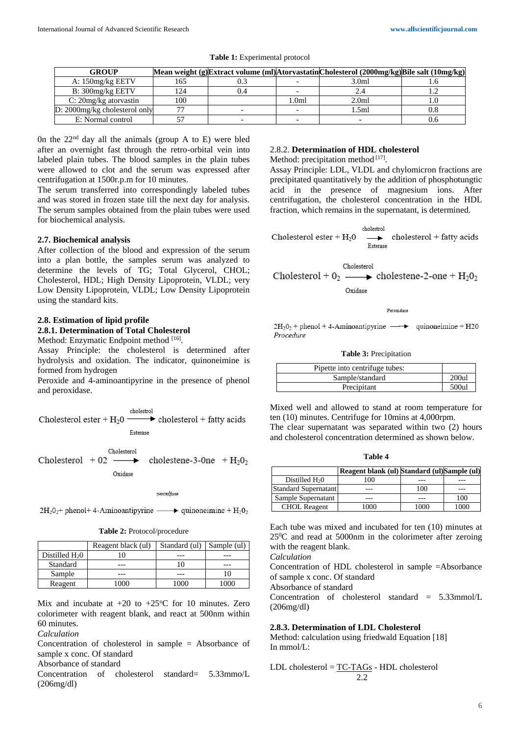**Table 1:** Experimental protocol

| GROUP | Mean weight (g) | Extract volume (ml) | Atorvastatin | Cholesterol (2000mg/kg) | Bile salt (10mg/kg) |
|---|---|---|---|---|---|
| A: 150mg/kg EETV | 165 | 0.3 | - | 3.0ml | 1.6 |
| B: 300mg/kg EETV | 124 | 0.4 | - | 2.4 | 1.2 |
| C: 20mg/kg atorvastin | 100 | | 1.0ml | 2.0ml | 1.0 |
| D: 2000mg/kg cholesterol only | 77 | - | - | 1.5ml | 0.8 |
| E: Normal control | 57 | - | - | - | 0.6 |

0n the 22nd day all the animals (group A to E) were bled after an overnight fast through the retro-orbital vein into labeled plain tubes. The blood samples in the plain tubes were allowed to clot and the serum was expressed after centrifugation at 1500r.p.m for 10 minutes.

The serum transferred into correspondingly labeled tubes and was stored in frozen state till the next day for analysis. The serum samples obtained from the plain tubes were used for biochemical analysis.

### 2.7. Biochemical analysis

After collection of the blood and expression of the serum into a plan bottle, the samples serum was analyzed to determine the levels of TG; Total Glycerol, CHOL; Cholesterol, HDL; High Density Lipoprotein, VLDL; very Low Density Lipoprotein, VLDL; Low Density Lipoprotein using the standard kits.

### 2.8. Estimation of lipid profile

#### 2.8.1. Determination of Total Cholesterol

Method: Enzymatic Endpoint method [16].

Assay Principle: the cholesterol is determined after hydrolysis and oxidation. The indicator, quinoneimine is formed from hydrogen

Peroxide and 4-aminoantipyrine in the presence of phenol and peroxidase.

$$\text{Cholesterol ester} + H_2O \xrightarrow[\text{Esterase}]{\text{cholestrol}} \text{cholesterol} + \text{fatty acids}$$

$$\text{Cholesterol} + 02 \xrightarrow[\text{Oxidase}]{\text{Cholesterol}} \text{cholestene-3-0ne} + H_2O_2$$

$$2H_2O_2 + \text{phenol} + \text{4-Aminoantipyrine} \xrightarrow{\text{peroxidase}} \text{quinoneimine} + H_2O_2$$

**Table 2:** Protocol/procedure

| | Reagent black (ul) | Standard (ul) | Sample (ul) |
|---|---|---|---|
| Distilled $H_2O$ | 10 | --- | --- |
| Standard | --- | 10 | --- |
| Sample | --- | --- | 10 |
| Reagent | 1000 | 1000 | 1000 |

Mix and incubate at +20 to +25°C for 10 minutes. Zero colorimeter with reagent blank, and react at 500nm within 60 minutes.

*Calculation*

Concentration of cholesterol in sample = Absorbance of sample x conc. Of standard

Absorbance of standard

Concentration of cholesterol standard= 5.33mmo/L (206mg/dl)

#### 2.8.2. Determination of HDL cholesterol

Method: precipitation method [17].

Assay Principle: LDL, VLDL and chylomicron fractions are precipitated quantitatively by the addition of phosphotungtic acid in the presence of magnesium ions. After centrifugation, the cholesterol concentration in the HDL fraction, which remains in the supernatant, is determined.

$$\text{Cholesterol ester} + H_2O \xrightarrow[\text{Esterase}]{\text{cholestrol}} \text{cholesterol} + \text{fatty acids}$$

$$\text{Cholesterol} + O_2 \xrightarrow[\text{Oxidase}]{\text{Cholesterol}} \text{cholestene-2-one} + H_2O_2$$

$$2H_2O_2 + \text{phenol} + \text{4-Aminoantipyrine} \xrightarrow{\text{Peroxidase}} \text{quinoneimine} + H2O$$

*Procedure*

**Table 3:** Precipitation

| Pipette into centrifuge tubes: | |
|---|---|
| Sample/standard | 200ul |
| Precipitant | 500ul |

Mixed well and allowed to stand at room temperature for ten (10) minutes. Centrifuge for 10mins at 4,000rpm.

The clear supernatant was separated within two (2) hours and cholesterol concentration determined as shown below.

**Table 4**

| | Reagent blank (ul) | Standard (ul) | Sample (ul) |
|---|---|---|---|
| Distilled $H_2O$ | 100 | --- | --- |
| Standard Supernatant | --- | 100 | --- |
| Sample Supernatant | --- | --- | 100 |
| CHOL Reagent | 1000 | 1000 | 1000 |

Each tube was mixed and incubated for ten (10) minutes at 25°C and read at 5000nm in the colorimeter after zeroing with the reagent blank.

*Calculation*

Concentration of HDL cholesterol in sample =Absorbance of sample x conc. Of standard

Absorbance of standard

Concentration of cholesterol standard = 5.33mmol/L (206mg/dl)

#### 2.8.3. Determination of LDL Cholesterol

Method: calculation using friedwald Equation [18]

In mmol/L:

$$\text{LDL cholesterol} = \frac{\text{TC-TAGs}}{2.2} - \text{HDL cholesterol}$$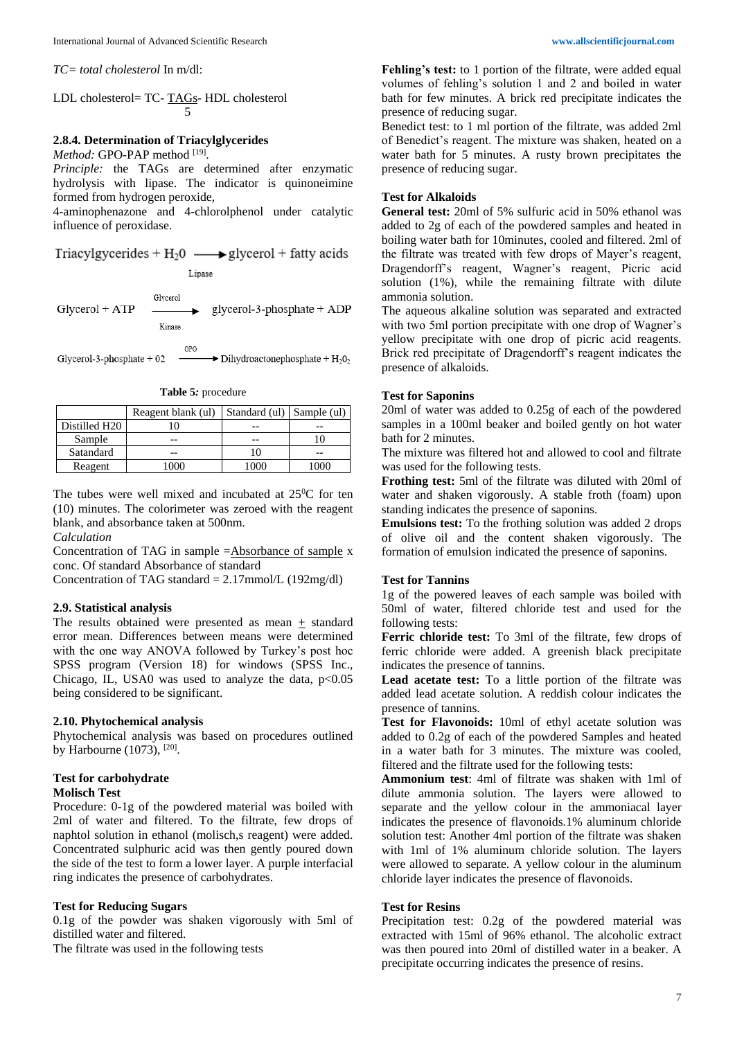*TC= total cholesterol* In m/dl:

LDL cholesterol= TC- $\frac{TAGs}{5}$- HDL cholesterol

### 2.8.4. Determination of Triacylglycerides

*Method:* GPO-PAP method [19].

*Principle:* the TAGs are determined after enzymatic hydrolysis with lipase. The indicator is quinoneimine formed from hydrogen peroxide,

4-aminophenazone and 4-chlorolphenol under catalytic influence of peroxidase.

$$\text{Triacylglycerides} + H_20 \xrightarrow[\text{Lipase}]{} \text{glycerol} + \text{fatty acids}$$

$$\text{Glycerol} + \text{ATP} \xrightarrow[\text{Kinase}]{\text{Glycerol}} \text{glycerol-3-phosphate} + \text{ADP}$$

$$\text{Glycerol-3-phosphate} + 02 \xrightarrow{\text{GPO}} \text{Dihydroactonephosphate} + H_20_2$$

**Table 5***:* procedure

|  | Reagent blank (ul) | Standard (ul) | Sample (ul) |
|---|---|---|---|
| Distilled H20 | 10 | -- | -- |
| Sample | -- | -- | 10 |
| Satandard | -- | 10 | -- |
| Reagent | 1000 | 1000 | 1000 |

The tubes were well mixed and incubated at $25^0$C for ten (10) minutes. The colorimeter was zeroed with the reagent blank, and absorbance taken at 500nm.

*Calculation*

Concentration of TAG in sample =$\frac{\text{Absorbance of sample}}{\text{Absorbance of standard}}$ x conc. Of standard

Concentration of TAG standard = 2.17mmol/L (192mg/dl)

### 2.9. Statistical analysis

The results obtained were presented as mean $\pm$ standard error mean. Differences between means were determined with the one way ANOVA followed by Turkey's post hoc SPSS program (Version 18) for windows (SPSS Inc., Chicago, IL, USA0 was used to analyze the data, p<0.05 being considered to be significant.

### 2.10. Phytochemical analysis

Phytochemical analysis was based on procedures outlined by Harbourne (1073), [20].

**Test for carbohydrate**

**Molisch Test**

Procedure: 0-1g of the powdered material was boiled with 2ml of water and filtered. To the filtrate, few drops of naphtol solution in ethanol (molisch,s reagent) were added. Concentrated sulphuric acid was then gently poured down the side of the test to form a lower layer. A purple interfacial ring indicates the presence of carbohydrates.

**Test for Reducing Sugars**

0.1g of the powder was shaken vigorously with 5ml of distilled water and filtered.

The filtrate was used in the following tests

**Fehling's test:** to 1 portion of the filtrate, were added equal volumes of fehling's solution 1 and 2 and boiled in water bath for few minutes. A brick red precipitate indicates the presence of reducing sugar.

Benedict test: to 1 ml portion of the filtrate, was added 2ml of Benedict's reagent. The mixture was shaken, heated on a water bath for 5 minutes. A rusty brown precipitates the presence of reducing sugar.

**Test for Alkaloids**

**General test:** 20ml of 5% sulfuric acid in 50% ethanol was added to 2g of each of the powdered samples and heated in boiling water bath for 10minutes, cooled and filtered. 2ml of the filtrate was treated with few drops of Mayer's reagent, Dragendorff's reagent, Wagner's reagent, Picric acid solution (1%), while the remaining filtrate with dilute ammonia solution.

The aqueous alkaline solution was separated and extracted with two 5ml portion precipitate with one drop of Wagner's yellow precipitate with one drop of picric acid reagents. Brick red precipitate of Dragendorff's reagent indicates the presence of alkaloids.

**Test for Saponins**

20ml of water was added to 0.25g of each of the powdered samples in a 100ml beaker and boiled gently on hot water bath for 2 minutes.

The mixture was filtered hot and allowed to cool and filtrate was used for the following tests.

**Frothing test:** 5ml of the filtrate was diluted with 20ml of water and shaken vigorously. A stable froth (foam) upon standing indicates the presence of saponins.

**Emulsions test:** To the frothing solution was added 2 drops of olive oil and the content shaken vigorously. The formation of emulsion indicated the presence of saponins.

**Test for Tannins**

1g of the powered leaves of each sample was boiled with 50ml of water, filtered chloride test and used for the following tests:

**Ferric chloride test:** To 3ml of the filtrate, few drops of ferric chloride were added. A greenish black precipitate indicates the presence of tannins.

**Lead acetate test:** To a little portion of the filtrate was added lead acetate solution. A reddish colour indicates the presence of tannins.

**Test for Flavonoids:** 10ml of ethyl acetate solution was added to 0.2g of each of the powdered Samples and heated in a water bath for 3 minutes. The mixture was cooled, filtered and the filtrate used for the following tests:

**Ammonium test**: 4ml of filtrate was shaken with 1ml of dilute ammonia solution. The layers were allowed to separate and the yellow colour in the ammoniacal layer indicates the presence of flavonoids.1% aluminum chloride solution test: Another 4ml portion of the filtrate was shaken with 1ml of 1% aluminum chloride solution. The layers were allowed to separate. A yellow colour in the aluminum chloride layer indicates the presence of flavonoids.

**Test for Resins**

Precipitation test: 0.2g of the powdered material was extracted with 15ml of 96% ethanol. The alcoholic extract was then poured into 20ml of distilled water in a beaker. A precipitate occurring indicates the presence of resins.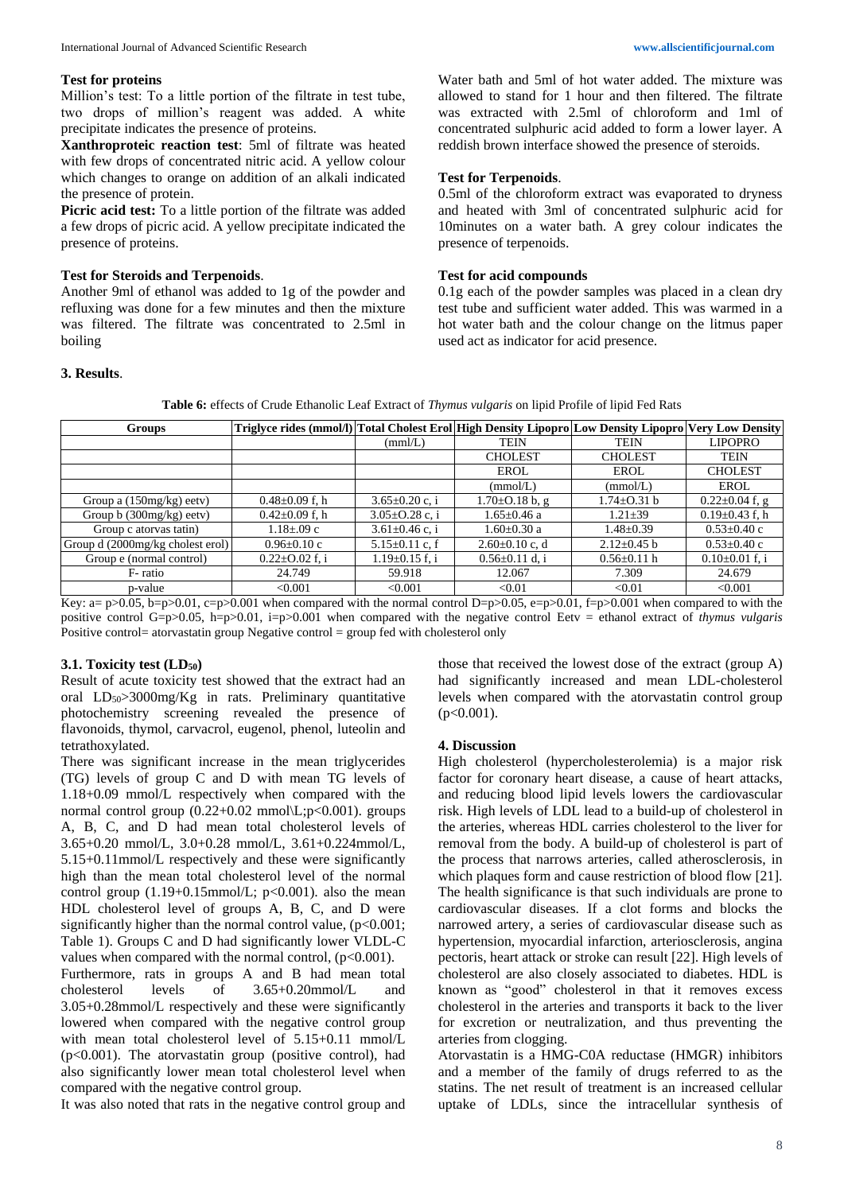**Test for proteins**

Million's test: To a little portion of the filtrate in test tube, two drops of million's reagent was added. A white precipitate indicates the presence of proteins.

**Xanthroproteic reaction test**: 5ml of filtrate was heated with few drops of concentrated nitric acid. A yellow colour which changes to orange on addition of an alkali indicated the presence of protein.

**Picric acid test:** To a little portion of the filtrate was added a few drops of picric acid. A yellow precipitate indicated the presence of proteins.

**Test for Steroids and Terpenoids**.

Another 9ml of ethanol was added to 1g of the powder and refluxing was done for a few minutes and then the mixture was filtered. The filtrate was concentrated to 2.5ml in boiling Water bath and 5ml of hot water added. The mixture was allowed to stand for 1 hour and then filtered. The filtrate was extracted with 2.5ml of chloroform and 1ml of concentrated sulphuric acid added to form a lower layer. A reddish brown interface showed the presence of steroids.

**Test for Terpenoids**.

0.5ml of the chloroform extract was evaporated to dryness and heated with 3ml of concentrated sulphuric acid for 10minutes on a water bath. A grey colour indicates the presence of terpenoids.

**Test for acid compounds**

0.1g each of the powder samples was placed in a clean dry test tube and sufficient water added. This was warmed in a hot water bath and the colour change on the litmus paper used act as indicator for acid presence.

## 3. Results.

**Table 6:** effects of Crude Ethanolic Leaf Extract of *Thymus vulgaris* on lipid Profile of lipid Fed Rats

| Groups | Triglyce rides (mmol/l) | Total Cholest Erol (mml/L) | High Density Lipopro TEIN CHOLEST EROL (mmol/L) | Low Density Lipopro TEIN CHOLEST EROL (mmol/L) | Very Low Density LIPOPRO TEIN CHOLEST EROL |
|---|---|---|---|---|---|
| Group a (150mg/kg) eetv) | 0.48±0.09 f, h | 3.65±0.20 c, i | 1.70±O.18 b, g | 1.74±O.31 b | 0.22±0.04 f, g |
| Group b (300mg/kg) eetv) | 0.42±0.09 f, h | 3.05±O.28 c, i | 1.65±0.46 a | 1.21±39 | 0.19±0.43 f, h |
| Group c atorvas tatin) | 1.18±.09 c | 3.61±0.46 c, i | 1.60±0.30 a | 1.48±0.39 | 0.53±0.40 c |
| Group d (2000mg/kg cholest erol) | 0.96±0.10 c | 5.15±0.11 c, f | 2.60±0.10 c, d | 2.12±0.45 b | 0.53±0.40 c |
| Group e (normal control) | 0.22±O.02 f, i | 1.19±0.15 f, i | 0.56±0.11 d, i | 0.56±0.11 h | 0.10±0.01 f, i |
| F- ratio | 24.749 | 59.918 | 12.067 | 7.309 | 24.679 |
| p-value | <0.001 | <0.001 | <0.01 | <0.01 | <0.001 |

Key: a= p>0.05, b=p>0.01, c=p>0.001 when compared with the normal control D=p>0.05, e=p>0.01, f=p>0.001 when compared to with the positive control G=p>0.05, h=p>0.01, i=p>0.001 when compared with the negative control Eetv = ethanol extract of *thymus vulgaris* Positive control= atorvastatin group Negative control = group fed with cholesterol only

### 3.1. Toxicity test ($LD_{50}$)

Result of acute toxicity test showed that the extract had an oral $LD_{50}$>3000mg/Kg in rats. Preliminary quantitative photochemistry screening revealed the presence of flavonoids, thymol, carvacrol, eugenol, phenol, luteolin and tetrathoxylated.

There was significant increase in the mean triglycerides (TG) levels of group C and D with mean TG levels of 1.18+0.09 mmol/L respectively when compared with the normal control group (0.22+0.02 mmol\L;p<0.001). groups A, B, C, and D had mean total cholesterol levels of 3.65+0.20 mmol/L, 3.0+0.28 mmol/L, 3.61+0.224mmol/L, 5.15+0.11mmol/L respectively and these were significantly high than the mean total cholesterol level of the normal control group (1.19+0.15mmol/L; p<0.001). also the mean HDL cholesterol level of groups A, B, C, and D were significantly higher than the normal control value, (p<0.001; Table 1). Groups C and D had significantly lower VLDL-C values when compared with the normal control, (p<0.001).

Furthermore, rats in groups A and B had mean total cholesterol levels of 3.65+0.20mmol/L and 3.05+0.28mmol/L respectively and these were significantly lowered when compared with the negative control group with mean total cholesterol level of 5.15+0.11 mmol/L (p<0.001). The atorvastatin group (positive control), had also significantly lower mean total cholesterol level when compared with the negative control group.

It was also noted that rats in the negative control group and those that received the lowest dose of the extract (group A) had significantly increased and mean LDL-cholesterol levels when compared with the atorvastatin control group (p<0.001).

## 4. Discussion

High cholesterol (hypercholesterolemia) is a major risk factor for coronary heart disease, a cause of heart attacks, and reducing blood lipid levels lowers the cardiovascular risk. High levels of LDL lead to a build-up of cholesterol in the arteries, whereas HDL carries cholesterol to the liver for removal from the body. A build-up of cholesterol is part of the process that narrows arteries, called atherosclerosis, in which plaques form and cause restriction of blood flow [21]. The health significance is that such individuals are prone to cardiovascular diseases. If a clot forms and blocks the narrowed artery, a series of cardiovascular disease such as hypertension, myocardial infarction, arteriosclerosis, angina pectoris, heart attack or stroke can result [22]. High levels of cholesterol are also closely associated to diabetes. HDL is known as "good" cholesterol in that it removes excess cholesterol in the arteries and transports it back to the liver for excretion or neutralization, and thus preventing the arteries from clogging.

Atorvastatin is a HMG-C0A reductase (HMGR) inhibitors and a member of the family of drugs referred to as the statins. The net result of treatment is an increased cellular uptake of LDLs, since the intracellular synthesis of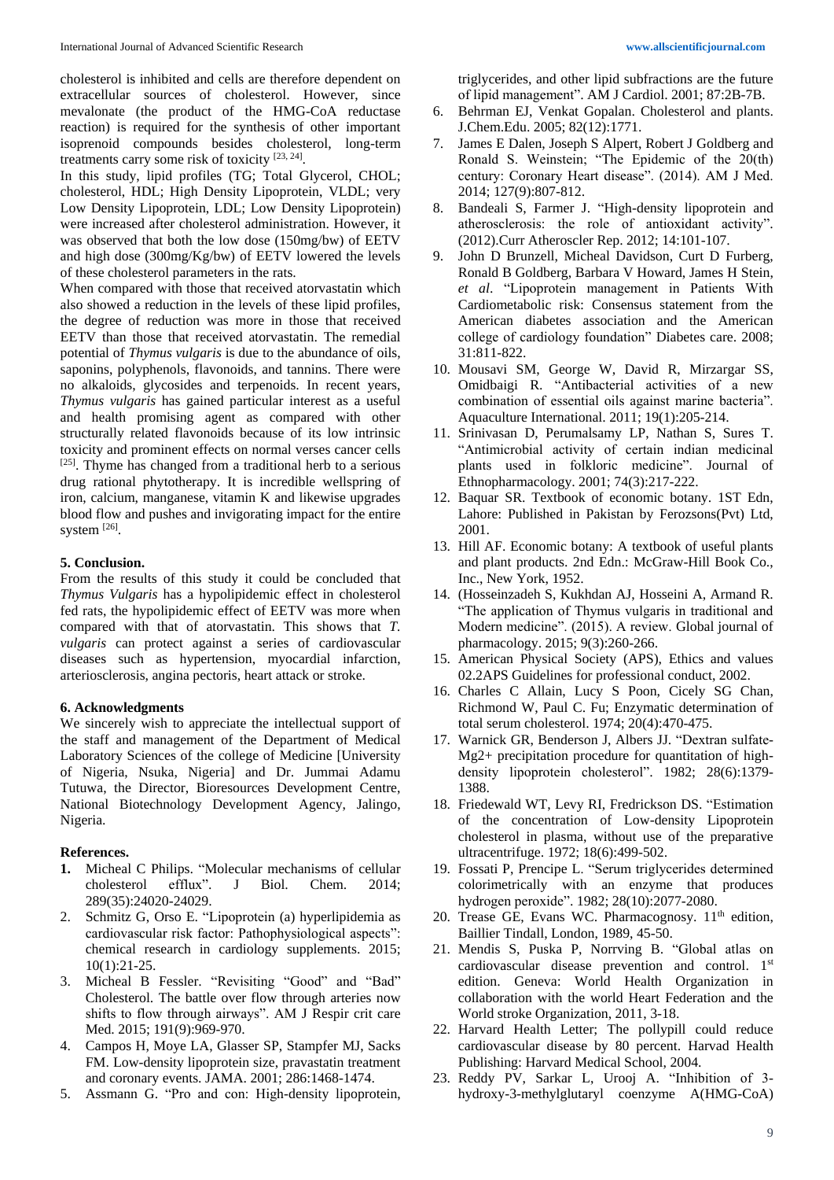cholesterol is inhibited and cells are therefore dependent on extracellular sources of cholesterol. However, since mevalonate (the product of the HMG-CoA reductase reaction) is required for the synthesis of other important isoprenoid compounds besides cholesterol, long-term treatments carry some risk of toxicity [23, 24].

In this study, lipid profiles (TG; Total Glycerol, CHOL; cholesterol, HDL; High Density Lipoprotein, VLDL; very Low Density Lipoprotein, LDL; Low Density Lipoprotein) were increased after cholesterol administration. However, it was observed that both the low dose (150mg/bw) of EETV and high dose (300mg/Kg/bw) of EETV lowered the levels of these cholesterol parameters in the rats.

When compared with those that received atorvastatin which also showed a reduction in the levels of these lipid profiles, the degree of reduction was more in those that received EETV than those that received atorvastatin. The remedial potential of *Thymus vulgaris* is due to the abundance of oils, saponins, polyphenols, flavonoids, and tannins. There were no alkaloids, glycosides and terpenoids. In recent years, *Thymus vulgaris* has gained particular interest as a useful and health promising agent as compared with other structurally related flavonoids because of its low intrinsic toxicity and prominent effects on normal verses cancer cells [25]. Thyme has changed from a traditional herb to a serious drug rational phytotherapy. It is incredible wellspring of iron, calcium, manganese, vitamin K and likewise upgrades blood flow and pushes and invigorating impact for the entire system [26].

## 5. Conclusion.

From the results of this study it could be concluded that *Thymus Vulgaris* has a hypolipidemic effect in cholesterol fed rats, the hypolipidemic effect of EETV was more when compared with that of atorvastatin. This shows that *T. vulgaris* can protect against a series of cardiovascular diseases such as hypertension, myocardial infarction, arteriosclerosis, angina pectoris, heart attack or stroke.

## 6. Acknowledgments

We sincerely wish to appreciate the intellectual support of the staff and management of the Department of Medical Laboratory Sciences of the college of Medicine [University of Nigeria, Nsuka, Nigeria] and Dr. Jummai Adamu Tutuwa, the Director, Bioresources Development Centre, National Biotechnology Development Agency, Jalingo, Nigeria.

## References.

1. Micheal C Philips. "Molecular mechanisms of cellular cholesterol efflux". J Biol. Chem. 2014; 289(35):24020-24029.
2. Schmitz G, Orso E. "Lipoprotein (a) hyperlipidemia as cardiovascular risk factor: Pathophysiological aspects": chemical research in cardiology supplements. 2015; 10(1):21-25.
3. Micheal B Fessler. "Revisiting "Good" and "Bad" Cholesterol. The battle over flow through arteries now shifts to flow through airways". AM J Respir crit care Med. 2015; 191(9):969-970.
4. Campos H, Moye LA, Glasser SP, Stampfer MJ, Sacks FM. Low-density lipoprotein size, pravastatin treatment and coronary events. JAMA. 2001; 286:1468-1474.
5. Assmann G. "Pro and con: High-density lipoprotein, triglycerides, and other lipid subfractions are the future of lipid management". AM J Cardiol. 2001; 87:2B-7B.
6. Behrman EJ, Venkat Gopalan. Cholesterol and plants. J.Chem.Edu. 2005; 82(12):1771.
7. James E Dalen, Joseph S Alpert, Robert J Goldberg and Ronald S. Weinstein; "The Epidemic of the 20(th) century: Coronary Heart disease". (2014). AM J Med. 2014; 127(9):807-812.
8. Bandeali S, Farmer J. "High-density lipoprotein and atherosclerosis: the role of antioxidant activity". (2012).Curr Atheroscler Rep. 2012; 14:101-107.
9. John D Brunzell, Micheal Davidson, Curt D Furberg, Ronald B Goldberg, Barbara V Howard, James H Stein, *et al*. "Lipoprotein management in Patients With Cardiometabolic risk: Consensus statement from the American diabetes association and the American college of cardiology foundation" Diabetes care. 2008; 31:811-822.
10. Mousavi SM, George W, David R, Mirzargar SS, Omidbaigi R. "Antibacterial activities of a new combination of essential oils against marine bacteria". Aquaculture International. 2011; 19(1):205-214.
11. Srinivasan D, Perumalsamy LP, Nathan S, Sures T. "Antimicrobial activity of certain indian medicinal plants used in folkloric medicine". Journal of Ethnopharmacology. 2001; 74(3):217-222.
12. Baquar SR. Textbook of economic botany. 1ST Edn, Lahore: Published in Pakistan by Ferozsons(Pvt) Ltd, 2001.
13. Hill AF. Economic botany: A textbook of useful plants and plant products. 2nd Edn.: McGraw-Hill Book Co., Inc., New York, 1952.
14. (Hosseinzadeh S, Kukhdan AJ, Hosseini A, Armand R. "The application of Thymus vulgaris in traditional and Modern medicine". (2015). A review. Global journal of pharmacology. 2015; 9(3):260-266.
15. American Physical Society (APS), Ethics and values 02.2APS Guidelines for professional conduct, 2002.
16. Charles C Allain, Lucy S Poon, Cicely SG Chan, Richmond W, Paul C. Fu; Enzymatic determination of total serum cholesterol. 1974; 20(4):470-475.
17. Warnick GR, Benderson J, Albers JJ. "Dextran sulfate-Mg2+ precipitation procedure for quantitation of high-density lipoprotein cholesterol". 1982; 28(6):1379-1388.
18. Friedewald WT, Levy RI, Fredrickson DS. "Estimation of the concentration of Low-density Lipoprotein cholesterol in plasma, without use of the preparative ultracentrifuge. 1972; 18(6):499-502.
19. Fossati P, Prencipe L. "Serum triglycerides determined colorimetrically with an enzyme that produces hydrogen peroxide". 1982; 28(10):2077-2080.
20. Trease GE, Evans WC. Pharmacognosy. 11th edition, Baillier Tindall, London, 1989, 45-50.
21. Mendis S, Puska P, Norrving B. "Global atlas on cardiovascular disease prevention and control. 1st edition. Geneva: World Health Organization in collaboration with the world Heart Federation and the World stroke Organization, 2011, 3-18.
22. Harvard Health Letter; The pollypill could reduce cardiovascular disease by 80 percent. Harvad Health Publishing: Harvard Medical School, 2004.
23. Reddy PV, Sarkar L, Urooj A. "Inhibition of 3-hydroxy-3-methylglutaryl coenzyme A(HMG-CoA)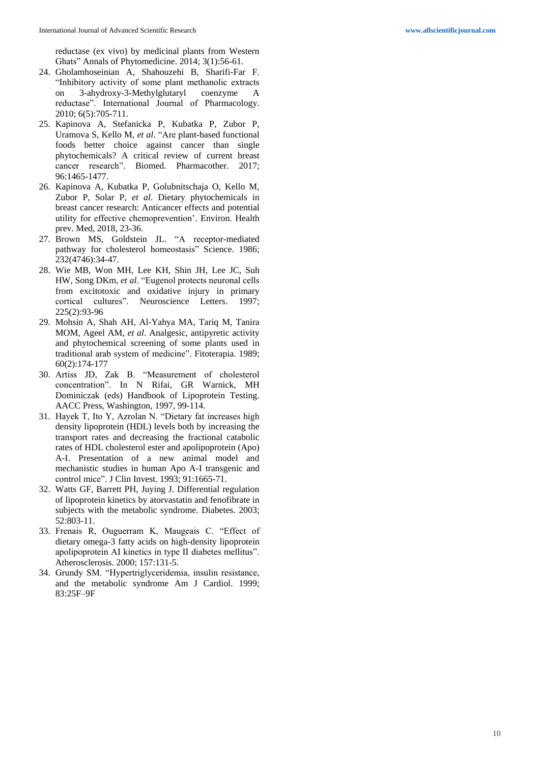reductase (ex vivo) by medicinal plants from Western Ghats" Annals of Phytomedicine. 2014; 3(1):56-61.

24. Gholamhoseinian A, Shahouzehi B, Sharifi-Far F. "Inhibitory activity of some plant methanolic extracts on 3-ahydroxy-3-Methylglutaryl coenzyme A reductase". International Journal of Pharmacology. 2010; 6(5):705-711.
25. Kapinova A, Stefanicka P, Kubatka P, Zubor P, Uramova S, Kello M, *et al*. "Are plant-based functional foods better choice against cancer than single phytochemicals? A critical review of current breast cancer research". Biomed. Pharmacother. 2017; 96:1465-1477.
26. Kapinova A, Kubatka P, Golubnitschaja O, Kello M, Zubor P, Solar P, *et al*. Dietary phytochemicals in breast cancer research: Anticancer effects and potential utility for effective chemoprevention'. Environ. Health prev. Med, 2018, 23-36.
27. Brown MS, Goldstein JL. "A receptor-mediated pathway for cholesterol homeostasis" Science. 1986; 232(4746):34-47.
28. Wie MB, Won MH, Lee KH, Shin JH, Lee JC, Suh HW, Song DKm, *et al*. "Eugenol protects neuronal cells from excitotoxic and oxidative injury in primary cortical cultures". Neuroscience Letters. 1997; 225(2):93-96
29. Mohsin A, Shah AH, Al-Yahya MA, Tariq M, Tanira MOM, Ageel AM, *et al*. Analgesic, antipyretic activity and phytochemical screening of some plants used in traditional arab system of medicine". Fitoterapia. 1989; 60(2):174-177
30. Artiss JD, Zak B. "Measurement of cholesterol concentration". In N Rifai, GR Warnick, MH Dominiczak (eds) Handbook of Lipoprotein Testing. AACC Press, Washington, 1997, 99-114.
31. Hayek T, Ito Y, Azrolan N. "Dietary fat increases high density lipoprotein (HDL) levels both by increasing the transport rates and decreasing the fractional catabolic rates of HDL cholesterol ester and apolipoprotein (Apo) A-I. Presentation of a new animal model and mechanistic studies in human Apo A-I transgenic and control mice". J Clin Invest. 1993; 91:1665-71.
32. Watts GF, Barrett PH, Juying J. Differential regulation of lipoprotein kinetics by atorvastatin and fenofibrate in subjects with the metabolic syndrome. Diabetes. 2003; 52:803-11.
33. Frenais R, Ouguerram K, Maugeais C. "Effect of dietary omega-3 fatty acids on high-density lipoprotein apolipoprotein AI kinetics in type II diabetes mellitus". Atherosclerosis. 2000; 157:131-5.
34. Grundy SM. "Hypertriglyceridemia, insulin resistance, and the metabolic syndrome Am J Cardiol. 1999; 83:25F–9F